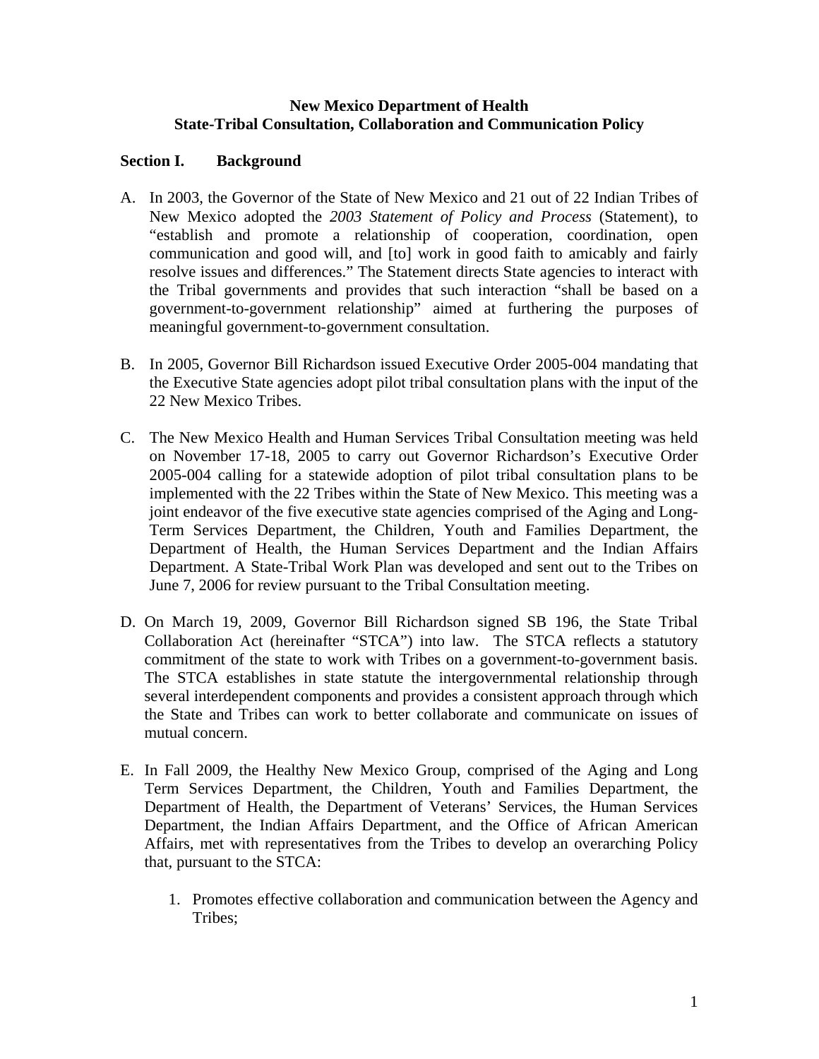# New Mexico Department of Health
# State-Tribal Consultation, Collaboration and Communication Policy

## Section I. Background

A. In 2003, the Governor of the State of New Mexico and 21 out of 22 Indian Tribes of New Mexico adopted the *2003 Statement of Policy and Process* (Statement), to "establish and promote a relationship of cooperation, coordination, open communication and good will, and [to] work in good faith to amicably and fairly resolve issues and differences." The Statement directs State agencies to interact with the Tribal governments and provides that such interaction "shall be based on a government-to-government relationship" aimed at furthering the purposes of meaningful government-to-government consultation.

B. In 2005, Governor Bill Richardson issued Executive Order 2005-004 mandating that the Executive State agencies adopt pilot tribal consultation plans with the input of the 22 New Mexico Tribes.

C. The New Mexico Health and Human Services Tribal Consultation meeting was held on November 17-18, 2005 to carry out Governor Richardson's Executive Order 2005-004 calling for a statewide adoption of pilot tribal consultation plans to be implemented with the 22 Tribes within the State of New Mexico. This meeting was a joint endeavor of the five executive state agencies comprised of the Aging and Long-Term Services Department, the Children, Youth and Families Department, the Department of Health, the Human Services Department and the Indian Affairs Department. A State-Tribal Work Plan was developed and sent out to the Tribes on June 7, 2006 for review pursuant to the Tribal Consultation meeting.

D. On March 19, 2009, Governor Bill Richardson signed SB 196, the State Tribal Collaboration Act (hereinafter "STCA") into law. The STCA reflects a statutory commitment of the state to work with Tribes on a government-to-government basis. The STCA establishes in state statute the intergovernmental relationship through several interdependent components and provides a consistent approach through which the State and Tribes can work to better collaborate and communicate on issues of mutual concern.

E. In Fall 2009, the Healthy New Mexico Group, comprised of the Aging and Long Term Services Department, the Children, Youth and Families Department, the Department of Health, the Department of Veterans' Services, the Human Services Department, the Indian Affairs Department, and the Office of African American Affairs, met with representatives from the Tribes to develop an overarching Policy that, pursuant to the STCA:

   1. Promotes effective collaboration and communication between the Agency and Tribes;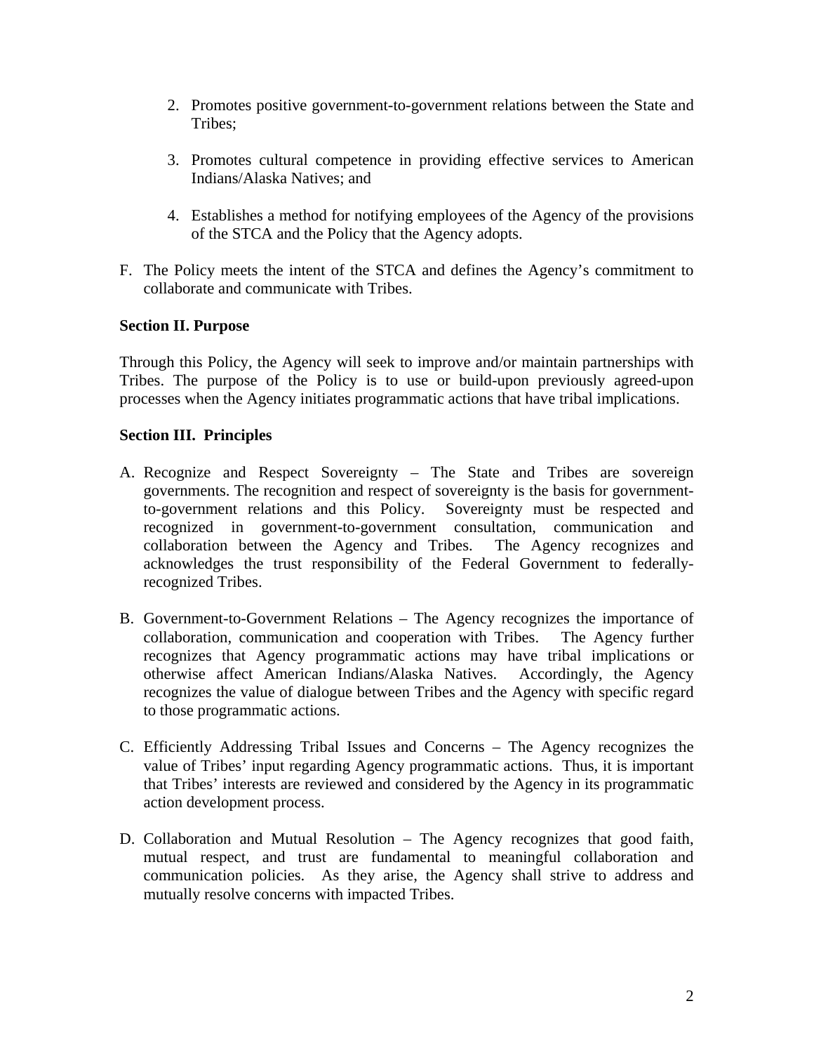2. Promotes positive government-to-government relations between the State and Tribes;

3. Promotes cultural competence in providing effective services to American Indians/Alaska Natives; and

4. Establishes a method for notifying employees of the Agency of the provisions of the STCA and the Policy that the Agency adopts.

F. The Policy meets the intent of the STCA and defines the Agency's commitment to collaborate and communicate with Tribes.

**Section II. Purpose**

Through this Policy, the Agency will seek to improve and/or maintain partnerships with Tribes. The purpose of the Policy is to use or build-upon previously agreed-upon processes when the Agency initiates programmatic actions that have tribal implications.

**Section III. Principles**

A. Recognize and Respect Sovereignty – The State and Tribes are sovereign governments. The recognition and respect of sovereignty is the basis for government-to-government relations and this Policy. Sovereignty must be respected and recognized in government-to-government consultation, communication and collaboration between the Agency and Tribes. The Agency recognizes and acknowledges the trust responsibility of the Federal Government to federally-recognized Tribes.

B. Government-to-Government Relations – The Agency recognizes the importance of collaboration, communication and cooperation with Tribes. The Agency further recognizes that Agency programmatic actions may have tribal implications or otherwise affect American Indians/Alaska Natives. Accordingly, the Agency recognizes the value of dialogue between Tribes and the Agency with specific regard to those programmatic actions.

C. Efficiently Addressing Tribal Issues and Concerns – The Agency recognizes the value of Tribes' input regarding Agency programmatic actions. Thus, it is important that Tribes' interests are reviewed and considered by the Agency in its programmatic action development process.

D. Collaboration and Mutual Resolution – The Agency recognizes that good faith, mutual respect, and trust are fundamental to meaningful collaboration and communication policies. As they arise, the Agency shall strive to address and mutually resolve concerns with impacted Tribes.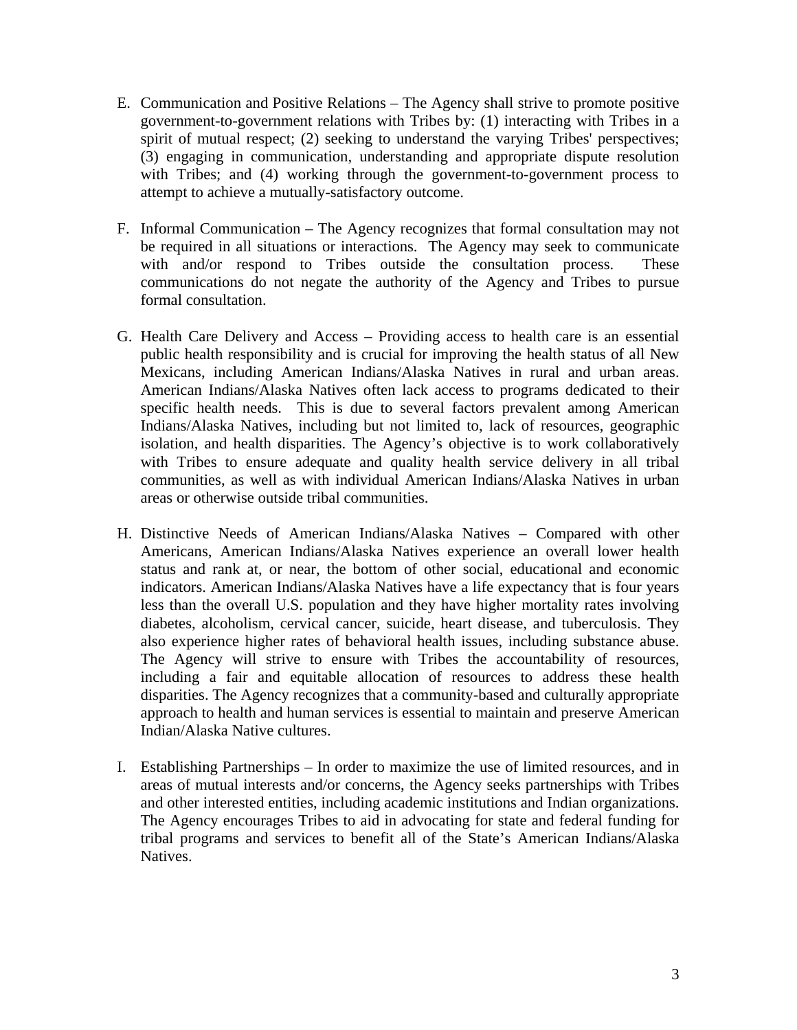E. Communication and Positive Relations – The Agency shall strive to promote positive government-to-government relations with Tribes by: (1) interacting with Tribes in a spirit of mutual respect; (2) seeking to understand the varying Tribes' perspectives; (3) engaging in communication, understanding and appropriate dispute resolution with Tribes; and (4) working through the government-to-government process to attempt to achieve a mutually-satisfactory outcome.

F. Informal Communication – The Agency recognizes that formal consultation may not be required in all situations or interactions. The Agency may seek to communicate with and/or respond to Tribes outside the consultation process. These communications do not negate the authority of the Agency and Tribes to pursue formal consultation.

G. Health Care Delivery and Access – Providing access to health care is an essential public health responsibility and is crucial for improving the health status of all New Mexicans, including American Indians/Alaska Natives in rural and urban areas. American Indians/Alaska Natives often lack access to programs dedicated to their specific health needs. This is due to several factors prevalent among American Indians/Alaska Natives, including but not limited to, lack of resources, geographic isolation, and health disparities. The Agency's objective is to work collaboratively with Tribes to ensure adequate and quality health service delivery in all tribal communities, as well as with individual American Indians/Alaska Natives in urban areas or otherwise outside tribal communities.

H. Distinctive Needs of American Indians/Alaska Natives – Compared with other Americans, American Indians/Alaska Natives experience an overall lower health status and rank at, or near, the bottom of other social, educational and economic indicators. American Indians/Alaska Natives have a life expectancy that is four years less than the overall U.S. population and they have higher mortality rates involving diabetes, alcoholism, cervical cancer, suicide, heart disease, and tuberculosis. They also experience higher rates of behavioral health issues, including substance abuse. The Agency will strive to ensure with Tribes the accountability of resources, including a fair and equitable allocation of resources to address these health disparities. The Agency recognizes that a community-based and culturally appropriate approach to health and human services is essential to maintain and preserve American Indian/Alaska Native cultures.

I. Establishing Partnerships – In order to maximize the use of limited resources, and in areas of mutual interests and/or concerns, the Agency seeks partnerships with Tribes and other interested entities, including academic institutions and Indian organizations. The Agency encourages Tribes to aid in advocating for state and federal funding for tribal programs and services to benefit all of the State's American Indians/Alaska Natives.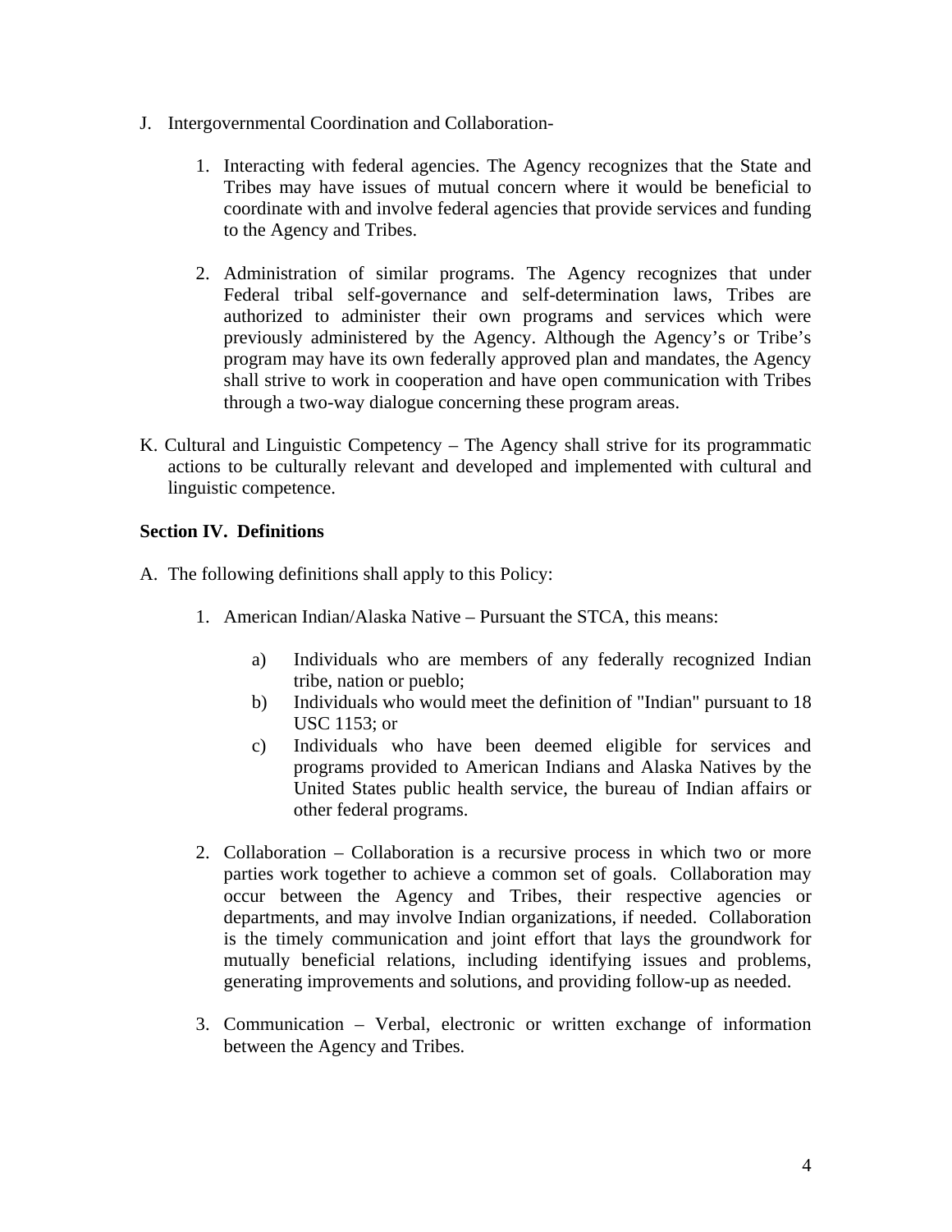J. Intergovernmental Coordination and Collaboration-

   1. Interacting with federal agencies. The Agency recognizes that the State and Tribes may have issues of mutual concern where it would be beneficial to coordinate with and involve federal agencies that provide services and funding to the Agency and Tribes.

   2. Administration of similar programs. The Agency recognizes that under Federal tribal self-governance and self-determination laws, Tribes are authorized to administer their own programs and services which were previously administered by the Agency. Although the Agency's or Tribe's program may have its own federally approved plan and mandates, the Agency shall strive to work in cooperation and have open communication with Tribes through a two-way dialogue concerning these program areas.

K. Cultural and Linguistic Competency – The Agency shall strive for its programmatic actions to be culturally relevant and developed and implemented with cultural and linguistic competence.

**Section IV. Definitions**

A. The following definitions shall apply to this Policy:

   1. American Indian/Alaska Native – Pursuant the STCA, this means:

      a) Individuals who are members of any federally recognized Indian tribe, nation or pueblo;
      b) Individuals who would meet the definition of "Indian" pursuant to 18 USC 1153; or
      c) Individuals who have been deemed eligible for services and programs provided to American Indians and Alaska Natives by the United States public health service, the bureau of Indian affairs or other federal programs.

   2. Collaboration – Collaboration is a recursive process in which two or more parties work together to achieve a common set of goals. Collaboration may occur between the Agency and Tribes, their respective agencies or departments, and may involve Indian organizations, if needed. Collaboration is the timely communication and joint effort that lays the groundwork for mutually beneficial relations, including identifying issues and problems, generating improvements and solutions, and providing follow-up as needed.

   3. Communication – Verbal, electronic or written exchange of information between the Agency and Tribes.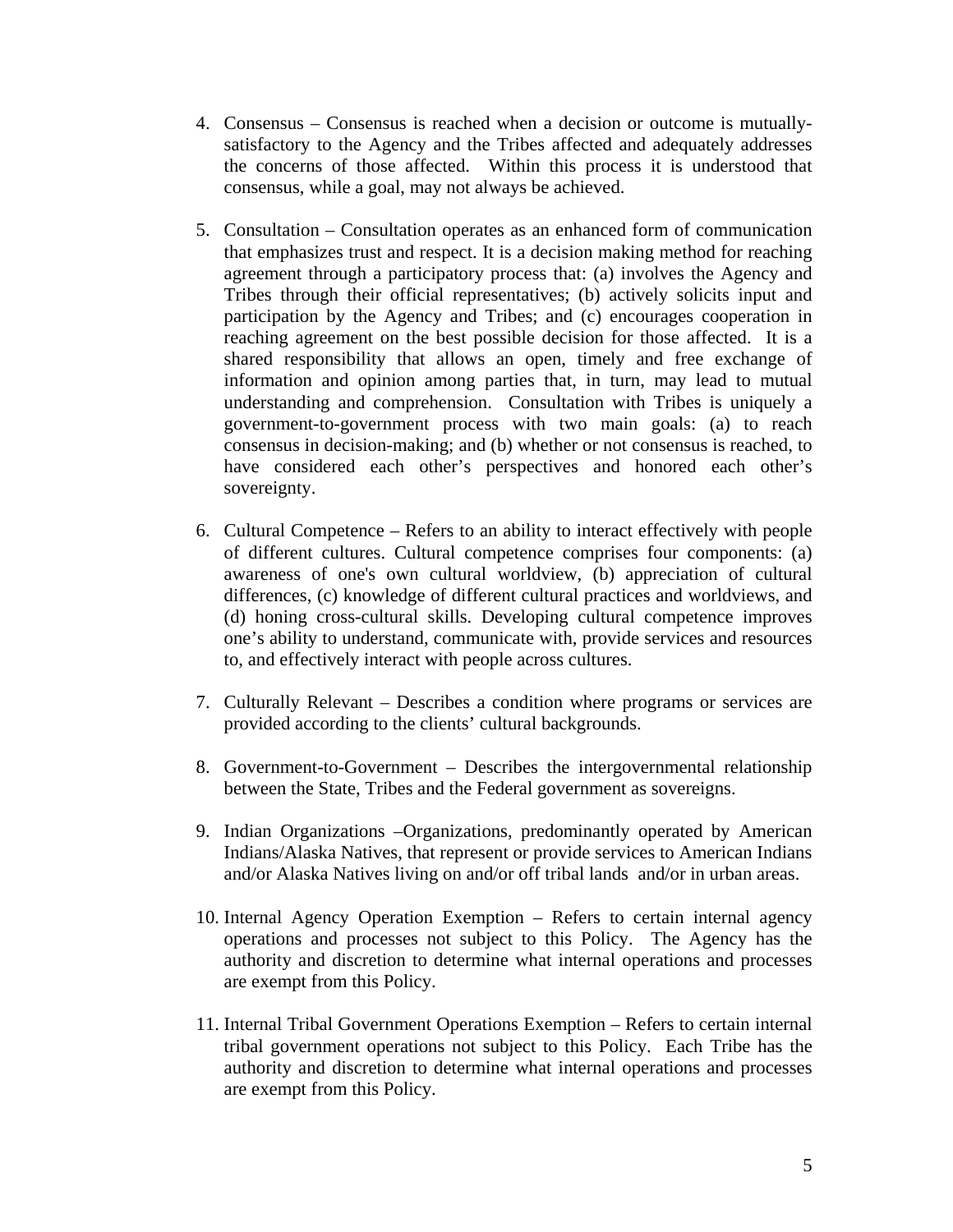4. Consensus – Consensus is reached when a decision or outcome is mutually-satisfactory to the Agency and the Tribes affected and adequately addresses the concerns of those affected. Within this process it is understood that consensus, while a goal, may not always be achieved.

5. Consultation – Consultation operates as an enhanced form of communication that emphasizes trust and respect. It is a decision making method for reaching agreement through a participatory process that: (a) involves the Agency and Tribes through their official representatives; (b) actively solicits input and participation by the Agency and Tribes; and (c) encourages cooperation in reaching agreement on the best possible decision for those affected. It is a shared responsibility that allows an open, timely and free exchange of information and opinion among parties that, in turn, may lead to mutual understanding and comprehension. Consultation with Tribes is uniquely a government-to-government process with two main goals: (a) to reach consensus in decision-making; and (b) whether or not consensus is reached, to have considered each other's perspectives and honored each other's sovereignty.

6. Cultural Competence – Refers to an ability to interact effectively with people of different cultures. Cultural competence comprises four components: (a) awareness of one's own cultural worldview, (b) appreciation of cultural differences, (c) knowledge of different cultural practices and worldviews, and (d) honing cross-cultural skills. Developing cultural competence improves one's ability to understand, communicate with, provide services and resources to, and effectively interact with people across cultures.

7. Culturally Relevant – Describes a condition where programs or services are provided according to the clients' cultural backgrounds.

8. Government-to-Government – Describes the intergovernmental relationship between the State, Tribes and the Federal government as sovereigns.

9. Indian Organizations –Organizations, predominantly operated by American Indians/Alaska Natives, that represent or provide services to American Indians and/or Alaska Natives living on and/or off tribal lands and/or in urban areas.

10. Internal Agency Operation Exemption – Refers to certain internal agency operations and processes not subject to this Policy. The Agency has the authority and discretion to determine what internal operations and processes are exempt from this Policy.

11. Internal Tribal Government Operations Exemption – Refers to certain internal tribal government operations not subject to this Policy. Each Tribe has the authority and discretion to determine what internal operations and processes are exempt from this Policy.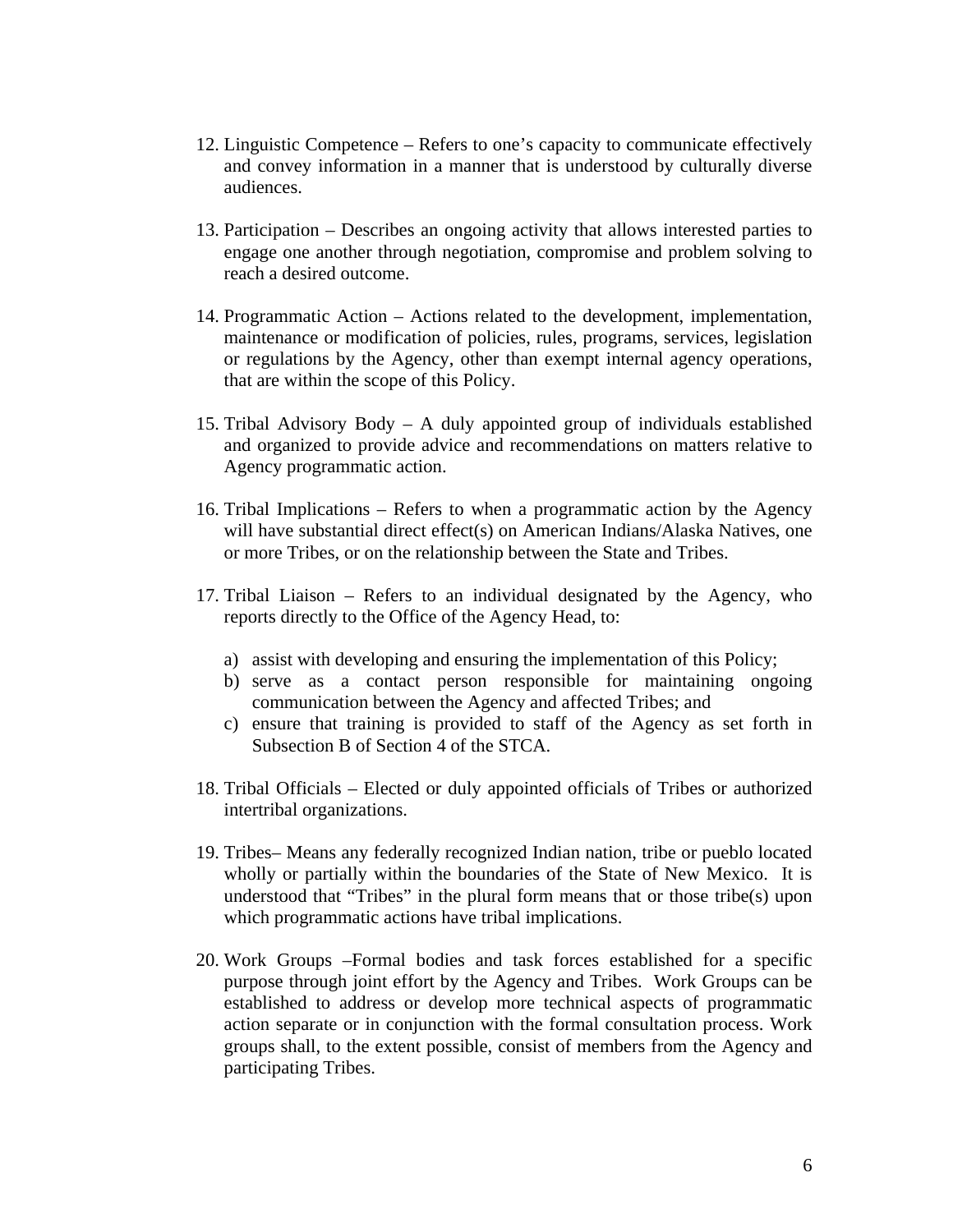12. Linguistic Competence – Refers to one's capacity to communicate effectively and convey information in a manner that is understood by culturally diverse audiences.

13. Participation – Describes an ongoing activity that allows interested parties to engage one another through negotiation, compromise and problem solving to reach a desired outcome.

14. Programmatic Action – Actions related to the development, implementation, maintenance or modification of policies, rules, programs, services, legislation or regulations by the Agency, other than exempt internal agency operations, that are within the scope of this Policy.

15. Tribal Advisory Body – A duly appointed group of individuals established and organized to provide advice and recommendations on matters relative to Agency programmatic action.

16. Tribal Implications – Refers to when a programmatic action by the Agency will have substantial direct effect(s) on American Indians/Alaska Natives, one or more Tribes, or on the relationship between the State and Tribes.

17. Tribal Liaison – Refers to an individual designated by the Agency, who reports directly to the Office of the Agency Head, to:

    a) assist with developing and ensuring the implementation of this Policy;
    b) serve as a contact person responsible for maintaining ongoing communication between the Agency and affected Tribes; and
    c) ensure that training is provided to staff of the Agency as set forth in Subsection B of Section 4 of the STCA.

18. Tribal Officials – Elected or duly appointed officials of Tribes or authorized intertribal organizations.

19. Tribes– Means any federally recognized Indian nation, tribe or pueblo located wholly or partially within the boundaries of the State of New Mexico. It is understood that "Tribes" in the plural form means that or those tribe(s) upon which programmatic actions have tribal implications.

20. Work Groups –Formal bodies and task forces established for a specific purpose through joint effort by the Agency and Tribes. Work Groups can be established to address or develop more technical aspects of programmatic action separate or in conjunction with the formal consultation process. Work groups shall, to the extent possible, consist of members from the Agency and participating Tribes.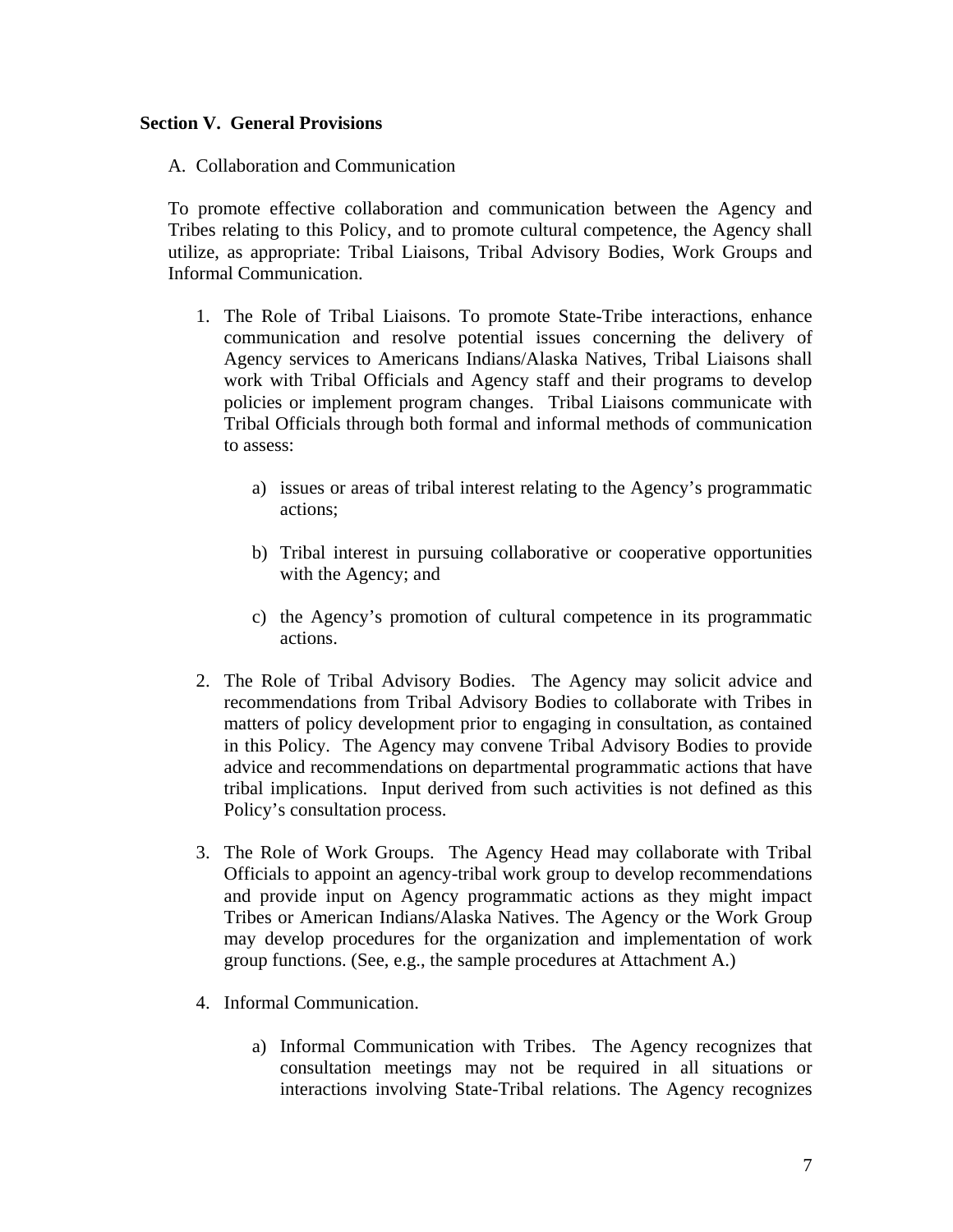**Section V. General Provisions**

A. Collaboration and Communication

To promote effective collaboration and communication between the Agency and Tribes relating to this Policy, and to promote cultural competence, the Agency shall utilize, as appropriate: Tribal Liaisons, Tribal Advisory Bodies, Work Groups and Informal Communication.

1. The Role of Tribal Liaisons. To promote State-Tribe interactions, enhance communication and resolve potential issues concerning the delivery of Agency services to Americans Indians/Alaska Natives, Tribal Liaisons shall work with Tribal Officials and Agency staff and their programs to develop policies or implement program changes. Tribal Liaisons communicate with Tribal Officials through both formal and informal methods of communication to assess:

    a) issues or areas of tribal interest relating to the Agency's programmatic actions;

    b) Tribal interest in pursuing collaborative or cooperative opportunities with the Agency; and

    c) the Agency's promotion of cultural competence in its programmatic actions.

2. The Role of Tribal Advisory Bodies. The Agency may solicit advice and recommendations from Tribal Advisory Bodies to collaborate with Tribes in matters of policy development prior to engaging in consultation, as contained in this Policy. The Agency may convene Tribal Advisory Bodies to provide advice and recommendations on departmental programmatic actions that have tribal implications. Input derived from such activities is not defined as this Policy's consultation process.

3. The Role of Work Groups. The Agency Head may collaborate with Tribal Officials to appoint an agency-tribal work group to develop recommendations and provide input on Agency programmatic actions as they might impact Tribes or American Indians/Alaska Natives. The Agency or the Work Group may develop procedures for the organization and implementation of work group functions. (See, e.g., the sample procedures at Attachment A.)

4. Informal Communication.

    a) Informal Communication with Tribes. The Agency recognizes that consultation meetings may not be required in all situations or interactions involving State-Tribal relations. The Agency recognizes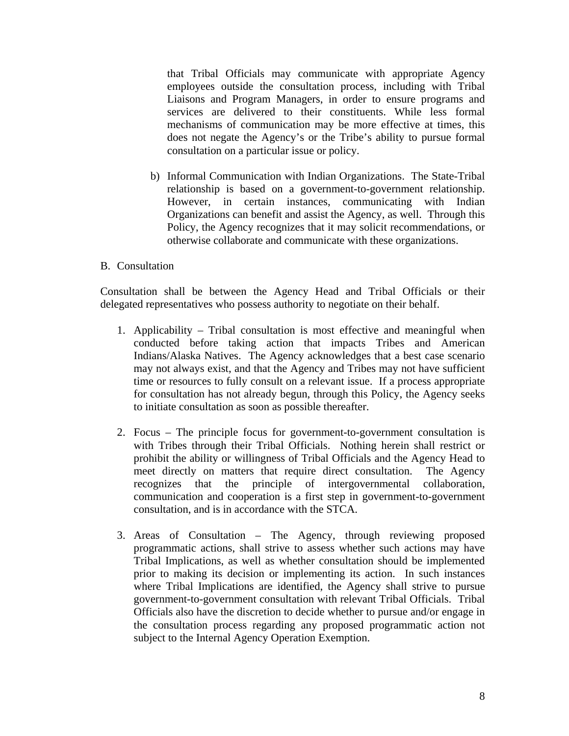that Tribal Officials may communicate with appropriate Agency employees outside the consultation process, including with Tribal Liaisons and Program Managers, in order to ensure programs and services are delivered to their constituents. While less formal mechanisms of communication may be more effective at times, this does not negate the Agency's or the Tribe's ability to pursue formal consultation on a particular issue or policy.

b) Informal Communication with Indian Organizations. The State-Tribal relationship is based on a government-to-government relationship. However, in certain instances, communicating with Indian Organizations can benefit and assist the Agency, as well. Through this Policy, the Agency recognizes that it may solicit recommendations, or otherwise collaborate and communicate with these organizations.

B. Consultation

Consultation shall be between the Agency Head and Tribal Officials or their delegated representatives who possess authority to negotiate on their behalf.

1. Applicability – Tribal consultation is most effective and meaningful when conducted before taking action that impacts Tribes and American Indians/Alaska Natives. The Agency acknowledges that a best case scenario may not always exist, and that the Agency and Tribes may not have sufficient time or resources to fully consult on a relevant issue. If a process appropriate for consultation has not already begun, through this Policy, the Agency seeks to initiate consultation as soon as possible thereafter.

2. Focus – The principle focus for government-to-government consultation is with Tribes through their Tribal Officials. Nothing herein shall restrict or prohibit the ability or willingness of Tribal Officials and the Agency Head to meet directly on matters that require direct consultation. The Agency recognizes that the principle of intergovernmental collaboration, communication and cooperation is a first step in government-to-government consultation, and is in accordance with the STCA.

3. Areas of Consultation – The Agency, through reviewing proposed programmatic actions, shall strive to assess whether such actions may have Tribal Implications, as well as whether consultation should be implemented prior to making its decision or implementing its action. In such instances where Tribal Implications are identified, the Agency shall strive to pursue government-to-government consultation with relevant Tribal Officials. Tribal Officials also have the discretion to decide whether to pursue and/or engage in the consultation process regarding any proposed programmatic action not subject to the Internal Agency Operation Exemption.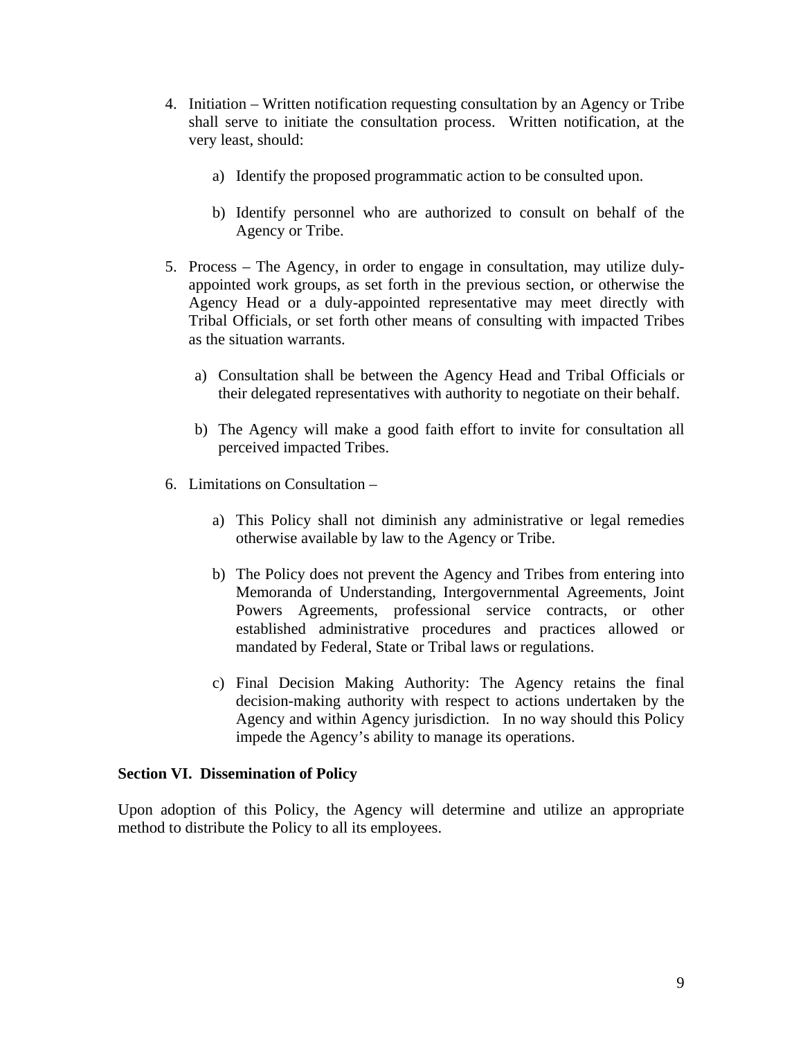4. Initiation – Written notification requesting consultation by an Agency or Tribe shall serve to initiate the consultation process. Written notification, at the very least, should:

   a) Identify the proposed programmatic action to be consulted upon.

   b) Identify personnel who are authorized to consult on behalf of the Agency or Tribe.

5. Process – The Agency, in order to engage in consultation, may utilize duly-appointed work groups, as set forth in the previous section, or otherwise the Agency Head or a duly-appointed representative may meet directly with Tribal Officials, or set forth other means of consulting with impacted Tribes as the situation warrants.

   a) Consultation shall be between the Agency Head and Tribal Officials or their delegated representatives with authority to negotiate on their behalf.

   b) The Agency will make a good faith effort to invite for consultation all perceived impacted Tribes.

6. Limitations on Consultation –

   a) This Policy shall not diminish any administrative or legal remedies otherwise available by law to the Agency or Tribe.

   b) The Policy does not prevent the Agency and Tribes from entering into Memoranda of Understanding, Intergovernmental Agreements, Joint Powers Agreements, professional service contracts, or other established administrative procedures and practices allowed or mandated by Federal, State or Tribal laws or regulations.

   c) Final Decision Making Authority: The Agency retains the final decision-making authority with respect to actions undertaken by the Agency and within Agency jurisdiction. In no way should this Policy impede the Agency's ability to manage its operations.

**Section VI. Dissemination of Policy**

Upon adoption of this Policy, the Agency will determine and utilize an appropriate method to distribute the Policy to all its employees.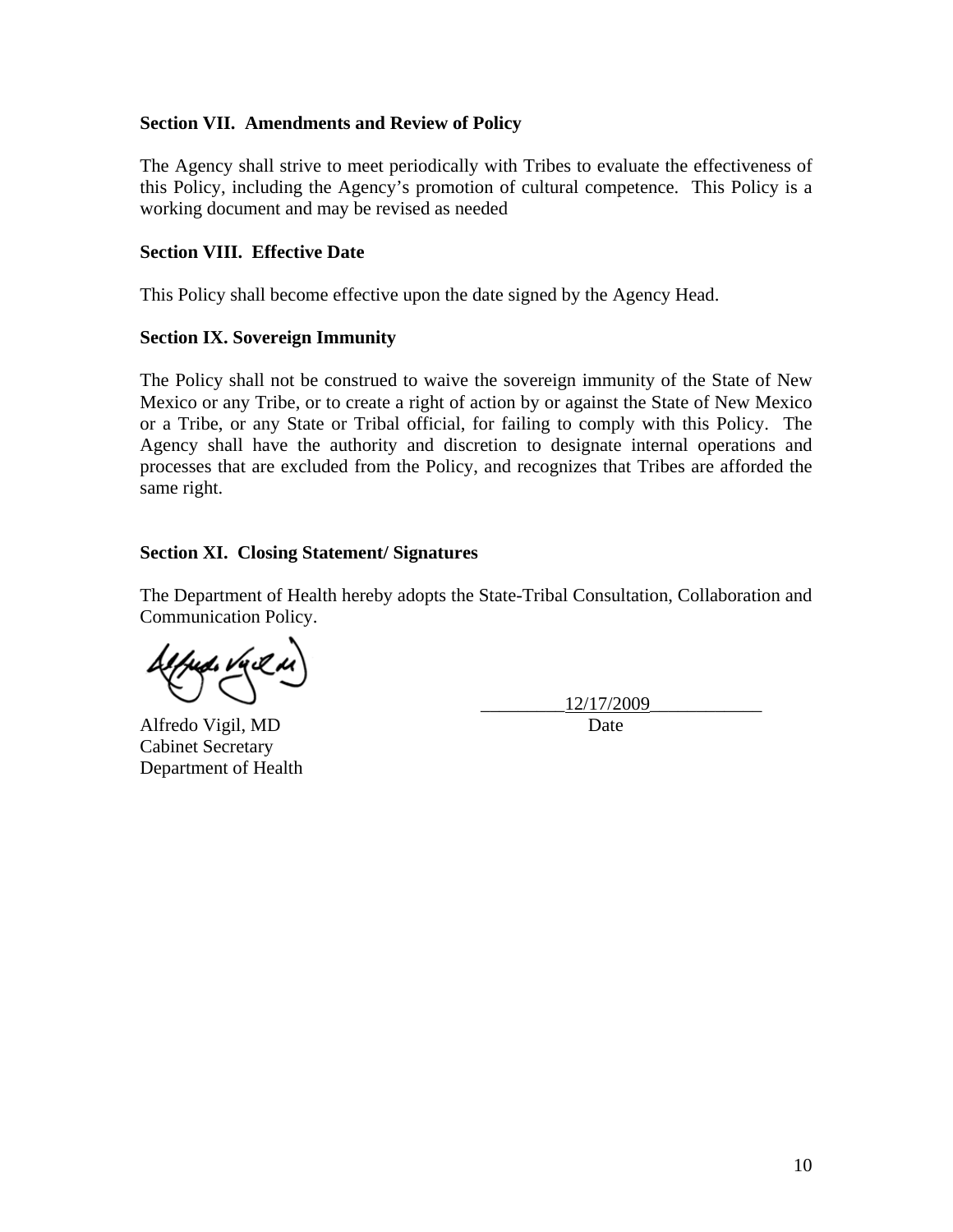**Section VII. Amendments and Review of Policy**

The Agency shall strive to meet periodically with Tribes to evaluate the effectiveness of this Policy, including the Agency's promotion of cultural competence. This Policy is a working document and may be revised as needed

**Section VIII. Effective Date**

This Policy shall become effective upon the date signed by the Agency Head.

**Section IX. Sovereign Immunity**

The Policy shall not be construed to waive the sovereign immunity of the State of New Mexico or any Tribe, or to create a right of action by or against the State of New Mexico or a Tribe, or any State or Tribal official, for failing to comply with this Policy. The Agency shall have the authority and discretion to designate internal operations and processes that are excluded from the Policy, and recognizes that Tribes are afforded the same right.

**Section XI. Closing Statement/ Signatures**

The Department of Health hereby adopts the State-Tribal Consultation, Collaboration and Communication Policy.

Alfredo Vigil, MD
Cabinet Secretary
Department of Health

12/17/2009
Date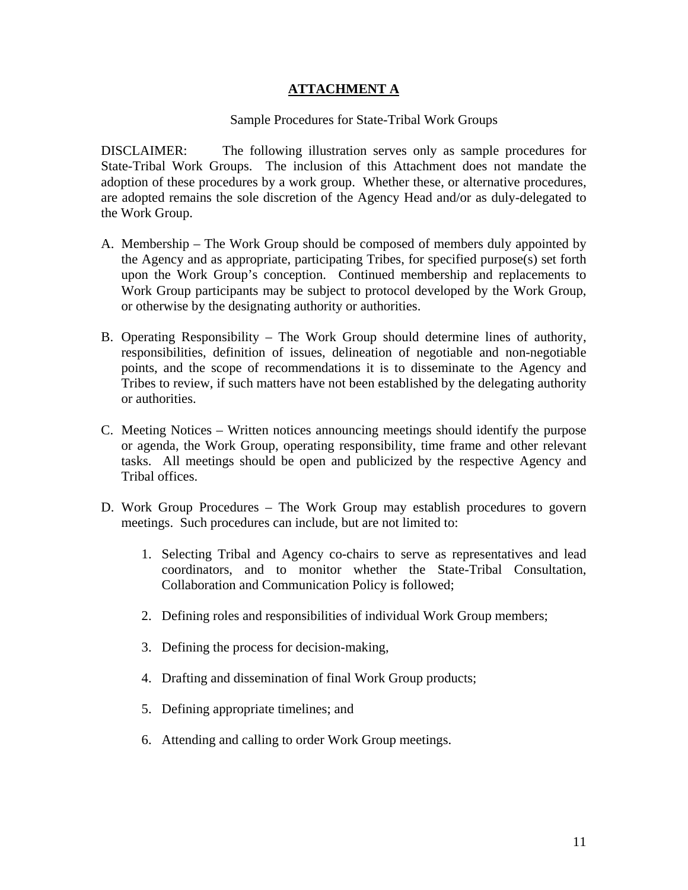# ATTACHMENT A

Sample Procedures for State-Tribal Work Groups

DISCLAIMER: The following illustration serves only as sample procedures for State-Tribal Work Groups. The inclusion of this Attachment does not mandate the adoption of these procedures by a work group. Whether these, or alternative procedures, are adopted remains the sole discretion of the Agency Head and/or as duly-delegated to the Work Group.

A. Membership – The Work Group should be composed of members duly appointed by the Agency and as appropriate, participating Tribes, for specified purpose(s) set forth upon the Work Group's conception. Continued membership and replacements to Work Group participants may be subject to protocol developed by the Work Group, or otherwise by the designating authority or authorities.

B. Operating Responsibility – The Work Group should determine lines of authority, responsibilities, definition of issues, delineation of negotiable and non-negotiable points, and the scope of recommendations it is to disseminate to the Agency and Tribes to review, if such matters have not been established by the delegating authority or authorities.

C. Meeting Notices – Written notices announcing meetings should identify the purpose or agenda, the Work Group, operating responsibility, time frame and other relevant tasks. All meetings should be open and publicized by the respective Agency and Tribal offices.

D. Work Group Procedures – The Work Group may establish procedures to govern meetings. Such procedures can include, but are not limited to:

    1. Selecting Tribal and Agency co-chairs to serve as representatives and lead coordinators, and to monitor whether the State-Tribal Consultation, Collaboration and Communication Policy is followed;

    2. Defining roles and responsibilities of individual Work Group members;

    3. Defining the process for decision-making,

    4. Drafting and dissemination of final Work Group products;

    5. Defining appropriate timelines; and

    6. Attending and calling to order Work Group meetings.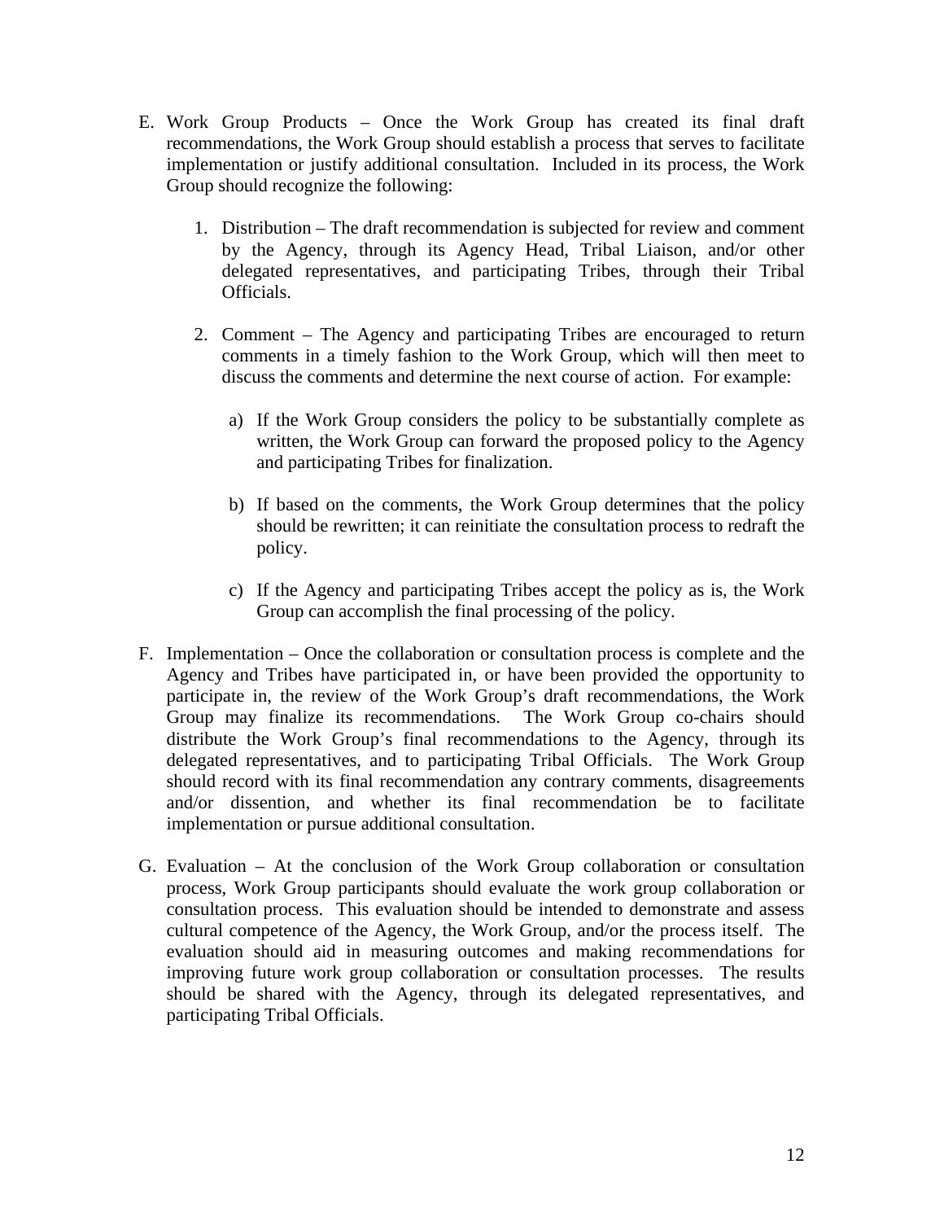E. Work Group Products – Once the Work Group has created its final draft recommendations, the Work Group should establish a process that serves to facilitate implementation or justify additional consultation. Included in its process, the Work Group should recognize the following:

   1. Distribution – The draft recommendation is subjected for review and comment by the Agency, through its Agency Head, Tribal Liaison, and/or other delegated representatives, and participating Tribes, through their Tribal Officials.

   2. Comment – The Agency and participating Tribes are encouraged to return comments in a timely fashion to the Work Group, which will then meet to discuss the comments and determine the next course of action. For example:

      a) If the Work Group considers the policy to be substantially complete as written, the Work Group can forward the proposed policy to the Agency and participating Tribes for finalization.

      b) If based on the comments, the Work Group determines that the policy should be rewritten; it can reinitiate the consultation process to redraft the policy.

      c) If the Agency and participating Tribes accept the policy as is, the Work Group can accomplish the final processing of the policy.

F. Implementation – Once the collaboration or consultation process is complete and the Agency and Tribes have participated in, or have been provided the opportunity to participate in, the review of the Work Group's draft recommendations, the Work Group may finalize its recommendations. The Work Group co-chairs should distribute the Work Group's final recommendations to the Agency, through its delegated representatives, and to participating Tribal Officials. The Work Group should record with its final recommendation any contrary comments, disagreements and/or dissention, and whether its final recommendation be to facilitate implementation or pursue additional consultation.

G. Evaluation – At the conclusion of the Work Group collaboration or consultation process, Work Group participants should evaluate the work group collaboration or consultation process. This evaluation should be intended to demonstrate and assess cultural competence of the Agency, the Work Group, and/or the process itself. The evaluation should aid in measuring outcomes and making recommendations for improving future work group collaboration or consultation processes. The results should be shared with the Agency, through its delegated representatives, and participating Tribal Officials.